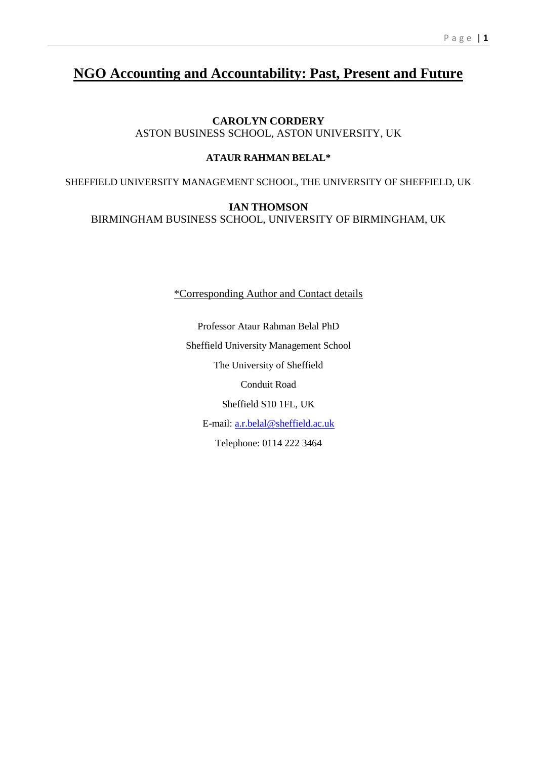# NGO Accounting and Accountability: Past, Present and Future

**CAROLYN CORDERY**
ASTON BUSINESS SCHOOL, ASTON UNIVERSITY, UK

**ATAUR RAHMAN BELAL***

SHEFFIELD UNIVERSITY MANAGEMENT SCHOOL, THE UNIVERSITY OF SHEFFIELD, UK

**IAN THOMSON**
BIRMINGHAM BUSINESS SCHOOL, UNIVERSITY OF BIRMINGHAM, UK

*Corresponding Author and Contact details

Professor Ataur Rahman Belal PhD

Sheffield University Management School

The University of Sheffield

Conduit Road

Sheffield S10 1FL, UK

E-mail: a.r.belal@sheffield.ac.uk

Telephone: 0114 222 3464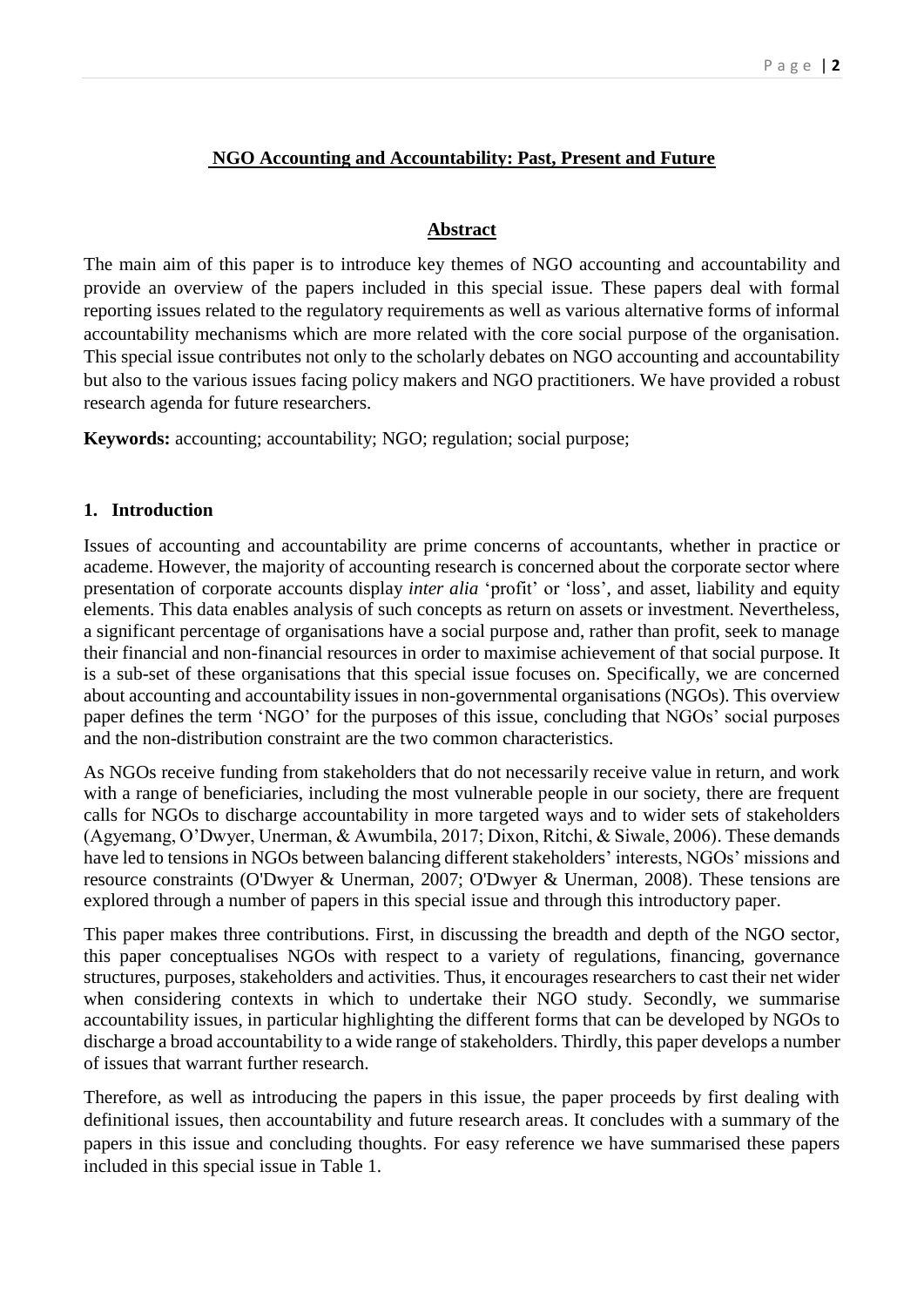## NGO Accounting and Accountability: Past, Present and Future

### Abstract

The main aim of this paper is to introduce key themes of NGO accounting and accountability and provide an overview of the papers included in this special issue. These papers deal with formal reporting issues related to the regulatory requirements as well as various alternative forms of informal accountability mechanisms which are more related with the core social purpose of the organisation. This special issue contributes not only to the scholarly debates on NGO accounting and accountability but also to the various issues facing policy makers and NGO practitioners. We have provided a robust research agenda for future researchers.

**Keywords:** accounting; accountability; NGO; regulation; social purpose;

### 1. Introduction

Issues of accounting and accountability are prime concerns of accountants, whether in practice or academe. However, the majority of accounting research is concerned about the corporate sector where presentation of corporate accounts display *inter alia* 'profit' or 'loss', and asset, liability and equity elements. This data enables analysis of such concepts as return on assets or investment. Nevertheless, a significant percentage of organisations have a social purpose and, rather than profit, seek to manage their financial and non-financial resources in order to maximise achievement of that social purpose. It is a sub-set of these organisations that this special issue focuses on. Specifically, we are concerned about accounting and accountability issues in non-governmental organisations (NGOs). This overview paper defines the term 'NGO' for the purposes of this issue, concluding that NGOs' social purposes and the non-distribution constraint are the two common characteristics.

As NGOs receive funding from stakeholders that do not necessarily receive value in return, and work with a range of beneficiaries, including the most vulnerable people in our society, there are frequent calls for NGOs to discharge accountability in more targeted ways and to wider sets of stakeholders (Agyemang, O'Dwyer, Unerman, & Awumbila, 2017; Dixon, Ritchi, & Siwale, 2006). These demands have led to tensions in NGOs between balancing different stakeholders' interests, NGOs' missions and resource constraints (O'Dwyer & Unerman, 2007; O'Dwyer & Unerman, 2008). These tensions are explored through a number of papers in this special issue and through this introductory paper.

This paper makes three contributions. First, in discussing the breadth and depth of the NGO sector, this paper conceptualises NGOs with respect to a variety of regulations, financing, governance structures, purposes, stakeholders and activities. Thus, it encourages researchers to cast their net wider when considering contexts in which to undertake their NGO study. Secondly, we summarise accountability issues, in particular highlighting the different forms that can be developed by NGOs to discharge a broad accountability to a wide range of stakeholders. Thirdly, this paper develops a number of issues that warrant further research.

Therefore, as well as introducing the papers in this issue, the paper proceeds by first dealing with definitional issues, then accountability and future research areas. It concludes with a summary of the papers in this issue and concluding thoughts. For easy reference we have summarised these papers included in this special issue in Table 1.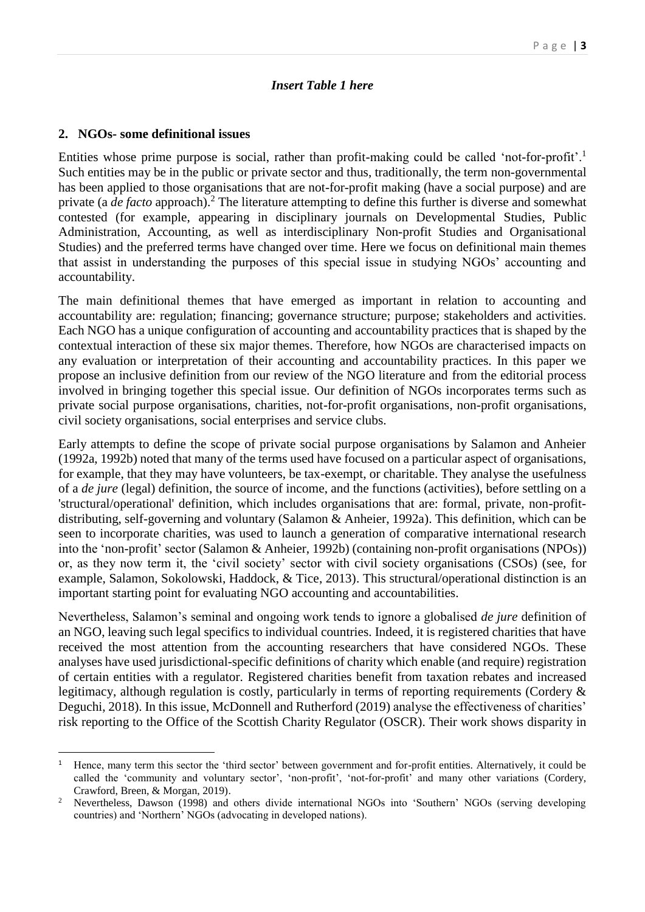*Insert Table 1 here*

## 2. NGOs- some definitional issues

Entities whose prime purpose is social, rather than profit-making could be called 'not-for-profit'.[1] Such entities may be in the public or private sector and thus, traditionally, the term non-governmental has been applied to those organisations that are not-for-profit making (have a social purpose) and are private (a *de facto* approach).[2] The literature attempting to define this further is diverse and somewhat contested (for example, appearing in disciplinary journals on Developmental Studies, Public Administration, Accounting, as well as interdisciplinary Non-profit Studies and Organisational Studies) and the preferred terms have changed over time. Here we focus on definitional main themes that assist in understanding the purposes of this special issue in studying NGOs' accounting and accountability.

The main definitional themes that have emerged as important in relation to accounting and accountability are: regulation; financing; governance structure; purpose; stakeholders and activities. Each NGO has a unique configuration of accounting and accountability practices that is shaped by the contextual interaction of these six major themes. Therefore, how NGOs are characterised impacts on any evaluation or interpretation of their accounting and accountability practices. In this paper we propose an inclusive definition from our review of the NGO literature and from the editorial process involved in bringing together this special issue. Our definition of NGOs incorporates terms such as private social purpose organisations, charities, not-for-profit organisations, non-profit organisations, civil society organisations, social enterprises and service clubs.

Early attempts to define the scope of private social purpose organisations by Salamon and Anheier (1992a, 1992b) noted that many of the terms used have focused on a particular aspect of organisations, for example, that they may have volunteers, be tax-exempt, or charitable. They analyse the usefulness of a *de jure* (legal) definition, the source of income, and the functions (activities), before settling on a 'structural/operational' definition, which includes organisations that are: formal, private, non-profit-distributing, self-governing and voluntary (Salamon & Anheier, 1992a). This definition, which can be seen to incorporate charities, was used to launch a generation of comparative international research into the 'non-profit' sector (Salamon & Anheier, 1992b) (containing non-profit organisations (NPOs)) or, as they now term it, the 'civil society' sector with civil society organisations (CSOs) (see, for example, Salamon, Sokolowski, Haddock, & Tice, 2013). This structural/operational distinction is an important starting point for evaluating NGO accounting and accountabilities.

Nevertheless, Salamon's seminal and ongoing work tends to ignore a globalised *de jure* definition of an NGO, leaving such legal specifics to individual countries. Indeed, it is registered charities that have received the most attention from the accounting researchers that have considered NGOs. These analyses have used jurisdictional-specific definitions of charity which enable (and require) registration of certain entities with a regulator. Registered charities benefit from taxation rebates and increased legitimacy, although regulation is costly, particularly in terms of reporting requirements (Cordery & Deguchi, 2018). In this issue, McDonnell and Rutherford (2019) analyse the effectiveness of charities' risk reporting to the Office of the Scottish Charity Regulator (OSCR). Their work shows disparity in

---

[1] Hence, many term this sector the 'third sector' between government and for-profit entities. Alternatively, it could be called the 'community and voluntary sector', 'non-profit', 'not-for-profit' and many other variations (Cordery, Crawford, Breen, & Morgan, 2019).

[2] Nevertheless, Dawson (1998) and others divide international NGOs into 'Southern' NGOs (serving developing countries) and 'Northern' NGOs (advocating in developed nations).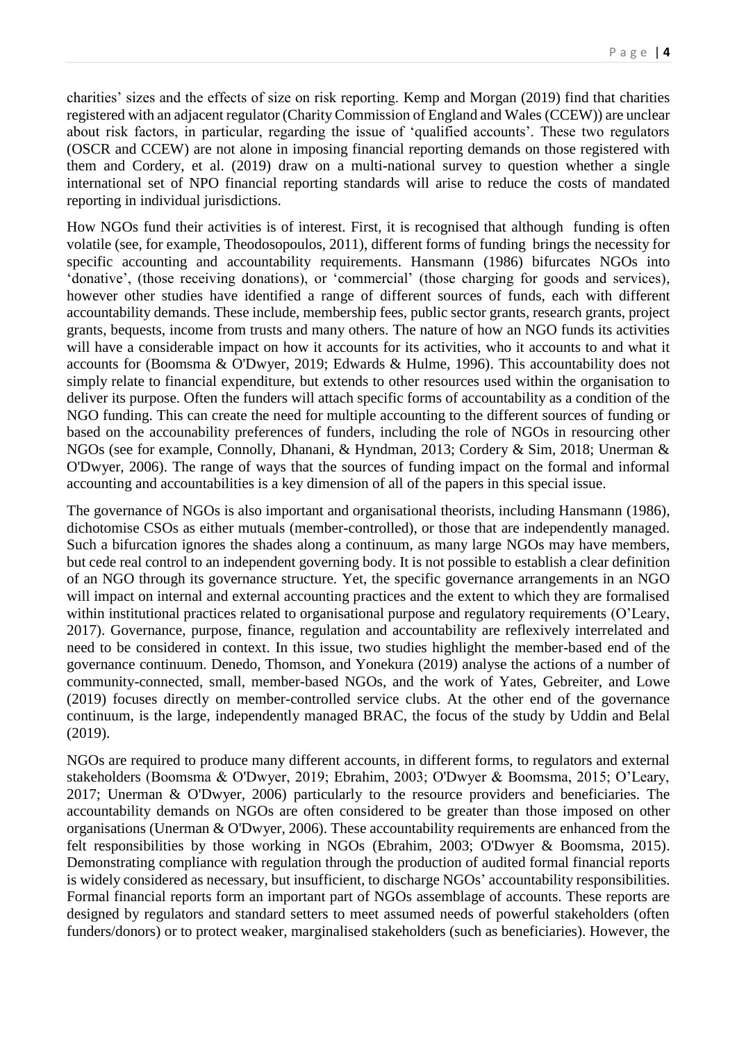charities' sizes and the effects of size on risk reporting. Kemp and Morgan (2019) find that charities registered with an adjacent regulator (Charity Commission of England and Wales (CCEW)) are unclear about risk factors, in particular, regarding the issue of 'qualified accounts'. These two regulators (OSCR and CCEW) are not alone in imposing financial reporting demands on those registered with them and Cordery, et al. (2019) draw on a multi-national survey to question whether a single international set of NPO financial reporting standards will arise to reduce the costs of mandated reporting in individual jurisdictions.

How NGOs fund their activities is of interest. First, it is recognised that although funding is often volatile (see, for example, Theodosopoulos, 2011), different forms of funding brings the necessity for specific accounting and accountability requirements. Hansmann (1986) bifurcates NGOs into 'donative', (those receiving donations), or 'commercial' (those charging for goods and services), however other studies have identified a range of different sources of funds, each with different accountability demands. These include, membership fees, public sector grants, research grants, project grants, bequests, income from trusts and many others. The nature of how an NGO funds its activities will have a considerable impact on how it accounts for its activities, who it accounts to and what it accounts for (Boomsma & O'Dwyer, 2019; Edwards & Hulme, 1996). This accountability does not simply relate to financial expenditure, but extends to other resources used within the organisation to deliver its purpose. Often the funders will attach specific forms of accountability as a condition of the NGO funding. This can create the need for multiple accounting to the different sources of funding or based on the accounability preferences of funders, including the role of NGOs in resourcing other NGOs (see for example, Connolly, Dhanani, & Hyndman, 2013; Cordery & Sim, 2018; Unerman & O'Dwyer, 2006). The range of ways that the sources of funding impact on the formal and informal accounting and accountabilities is a key dimension of all of the papers in this special issue.

The governance of NGOs is also important and organisational theorists, including Hansmann (1986), dichotomise CSOs as either mutuals (member-controlled), or those that are independently managed. Such a bifurcation ignores the shades along a continuum, as many large NGOs may have members, but cede real control to an independent governing body. It is not possible to establish a clear definition of an NGO through its governance structure. Yet, the specific governance arrangements in an NGO will impact on internal and external accounting practices and the extent to which they are formalised within institutional practices related to organisational purpose and regulatory requirements (O'Leary, 2017). Governance, purpose, finance, regulation and accountability are reflexively interrelated and need to be considered in context. In this issue, two studies highlight the member-based end of the governance continuum. Denedo, Thomson, and Yonekura (2019) analyse the actions of a number of community-connected, small, member-based NGOs, and the work of Yates, Gebreiter, and Lowe (2019) focuses directly on member-controlled service clubs. At the other end of the governance continuum, is the large, independently managed BRAC, the focus of the study by Uddin and Belal (2019).

NGOs are required to produce many different accounts, in different forms, to regulators and external stakeholders (Boomsma & O'Dwyer, 2019; Ebrahim, 2003; O'Dwyer & Boomsma, 2015; O'Leary, 2017; Unerman & O'Dwyer, 2006) particularly to the resource providers and beneficiaries. The accountability demands on NGOs are often considered to be greater than those imposed on other organisations (Unerman & O'Dwyer, 2006). These accountability requirements are enhanced from the felt responsibilities by those working in NGOs (Ebrahim, 2003; O'Dwyer & Boomsma, 2015). Demonstrating compliance with regulation through the production of audited formal financial reports is widely considered as necessary, but insufficient, to discharge NGOs' accountability responsibilities. Formal financial reports form an important part of NGOs assemblage of accounts. These reports are designed by regulators and standard setters to meet assumed needs of powerful stakeholders (often funders/donors) or to protect weaker, marginalised stakeholders (such as beneficiaries). However, the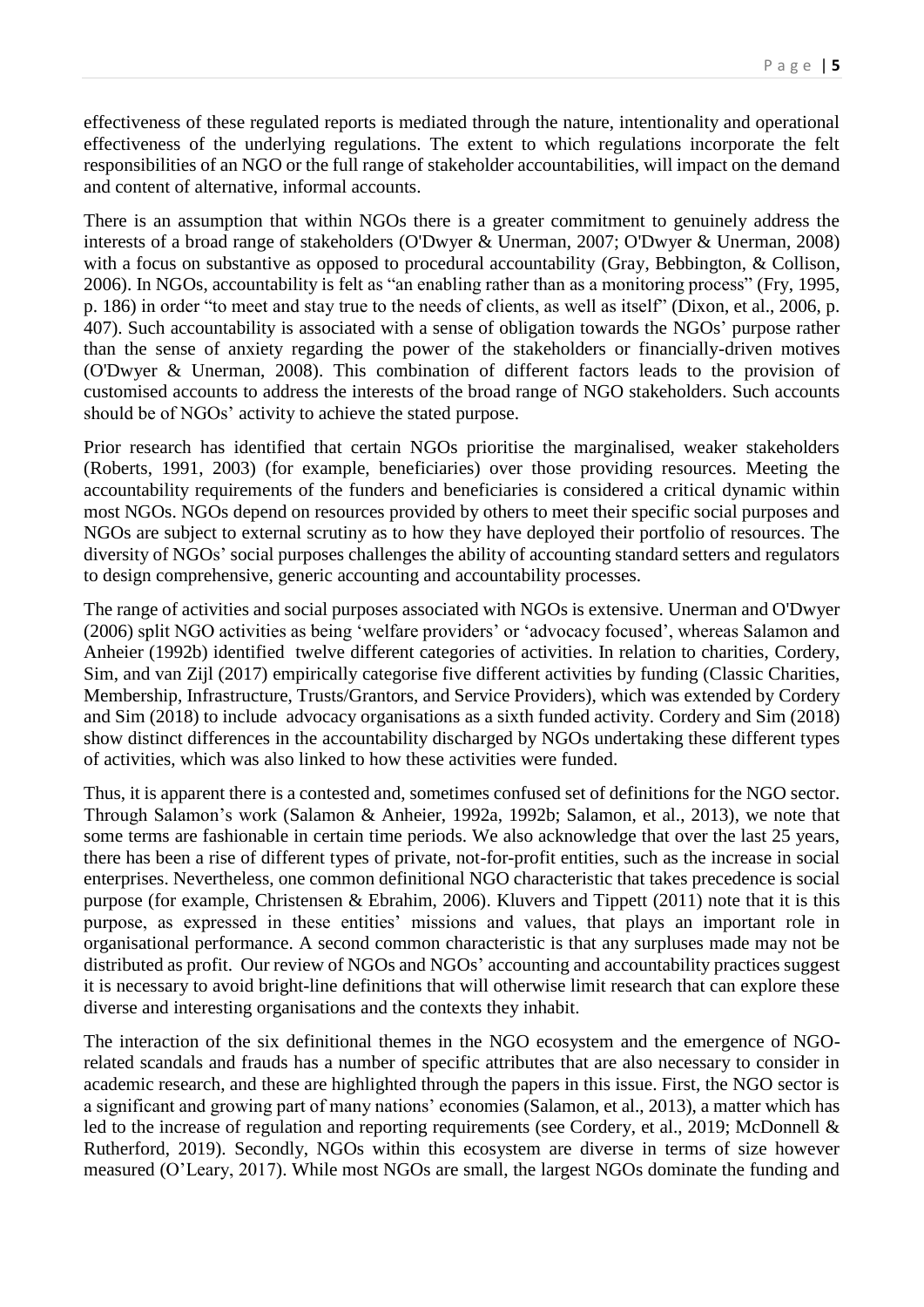effectiveness of these regulated reports is mediated through the nature, intentionality and operational effectiveness of the underlying regulations. The extent to which regulations incorporate the felt responsibilities of an NGO or the full range of stakeholder accountabilities, will impact on the demand and content of alternative, informal accounts.

There is an assumption that within NGOs there is a greater commitment to genuinely address the interests of a broad range of stakeholders (O'Dwyer & Unerman, 2007; O'Dwyer & Unerman, 2008) with a focus on substantive as opposed to procedural accountability (Gray, Bebbington, & Collison, 2006). In NGOs, accountability is felt as "an enabling rather than as a monitoring process" (Fry, 1995, p. 186) in order "to meet and stay true to the needs of clients, as well as itself" (Dixon, et al., 2006, p. 407). Such accountability is associated with a sense of obligation towards the NGOs' purpose rather than the sense of anxiety regarding the power of the stakeholders or financially-driven motives (O'Dwyer & Unerman, 2008). This combination of different factors leads to the provision of customised accounts to address the interests of the broad range of NGO stakeholders. Such accounts should be of NGOs' activity to achieve the stated purpose.

Prior research has identified that certain NGOs prioritise the marginalised, weaker stakeholders (Roberts, 1991, 2003) (for example, beneficiaries) over those providing resources. Meeting the accountability requirements of the funders and beneficiaries is considered a critical dynamic within most NGOs. NGOs depend on resources provided by others to meet their specific social purposes and NGOs are subject to external scrutiny as to how they have deployed their portfolio of resources. The diversity of NGOs' social purposes challenges the ability of accounting standard setters and regulators to design comprehensive, generic accounting and accountability processes.

The range of activities and social purposes associated with NGOs is extensive. Unerman and O'Dwyer (2006) split NGO activities as being 'welfare providers' or 'advocacy focused', whereas Salamon and Anheier (1992b) identified twelve different categories of activities. In relation to charities, Cordery, Sim, and van Zijl (2017) empirically categorise five different activities by funding (Classic Charities, Membership, Infrastructure, Trusts/Grantors, and Service Providers), which was extended by Cordery and Sim (2018) to include advocacy organisations as a sixth funded activity. Cordery and Sim (2018) show distinct differences in the accountability discharged by NGOs undertaking these different types of activities, which was also linked to how these activities were funded.

Thus, it is apparent there is a contested and, sometimes confused set of definitions for the NGO sector. Through Salamon's work (Salamon & Anheier, 1992a, 1992b; Salamon, et al., 2013), we note that some terms are fashionable in certain time periods. We also acknowledge that over the last 25 years, there has been a rise of different types of private, not-for-profit entities, such as the increase in social enterprises. Nevertheless, one common definitional NGO characteristic that takes precedence is social purpose (for example, Christensen & Ebrahim, 2006). Kluvers and Tippett (2011) note that it is this purpose, as expressed in these entities' missions and values, that plays an important role in organisational performance. A second common characteristic is that any surpluses made may not be distributed as profit. Our review of NGOs and NGOs' accounting and accountability practices suggest it is necessary to avoid bright-line definitions that will otherwise limit research that can explore these diverse and interesting organisations and the contexts they inhabit.

The interaction of the six definitional themes in the NGO ecosystem and the emergence of NGO-related scandals and frauds has a number of specific attributes that are also necessary to consider in academic research, and these are highlighted through the papers in this issue. First, the NGO sector is a significant and growing part of many nations' economies (Salamon, et al., 2013), a matter which has led to the increase of regulation and reporting requirements (see Cordery, et al., 2019; McDonnell & Rutherford, 2019). Secondly, NGOs within this ecosystem are diverse in terms of size however measured (O'Leary, 2017). While most NGOs are small, the largest NGOs dominate the funding and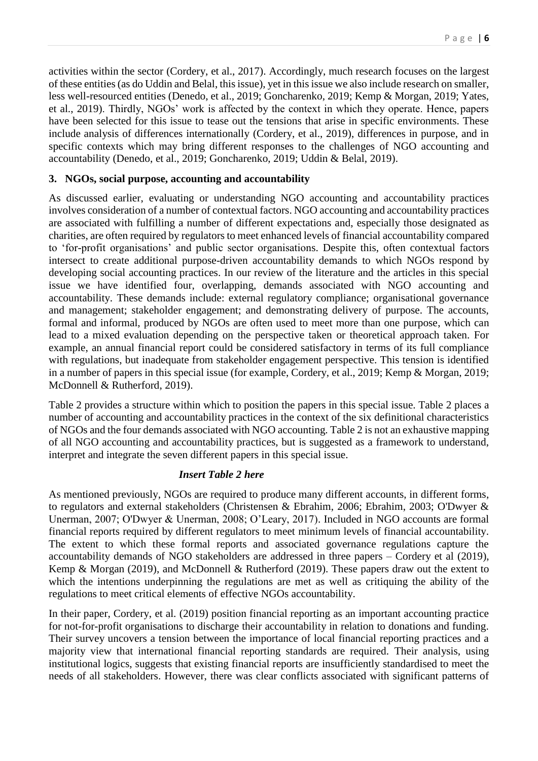activities within the sector (Cordery, et al., 2017). Accordingly, much research focuses on the largest of these entities (as do Uddin and Belal, this issue), yet in this issue we also include research on smaller, less well-resourced entities (Denedo, et al., 2019; Goncharenko, 2019; Kemp & Morgan, 2019; Yates, et al., 2019). Thirdly, NGOs' work is affected by the context in which they operate. Hence, papers have been selected for this issue to tease out the tensions that arise in specific environments. These include analysis of differences internationally (Cordery, et al., 2019), differences in purpose, and in specific contexts which may bring different responses to the challenges of NGO accounting and accountability (Denedo, et al., 2019; Goncharenko, 2019; Uddin & Belal, 2019).

## 3. NGOs, social purpose, accounting and accountability

As discussed earlier, evaluating or understanding NGO accounting and accountability practices involves consideration of a number of contextual factors. NGO accounting and accountability practices are associated with fulfilling a number of different expectations and, especially those designated as charities, are often required by regulators to meet enhanced levels of financial accountability compared to 'for-profit organisations' and public sector organisations. Despite this, often contextual factors intersect to create additional purpose-driven accountability demands to which NGOs respond by developing social accounting practices. In our review of the literature and the articles in this special issue we have identified four, overlapping, demands associated with NGO accounting and accountability. These demands include: external regulatory compliance; organisational governance and management; stakeholder engagement; and demonstrating delivery of purpose. The accounts, formal and informal, produced by NGOs are often used to meet more than one purpose, which can lead to a mixed evaluation depending on the perspective taken or theoretical approach taken. For example, an annual financial report could be considered satisfactory in terms of its full compliance with regulations, but inadequate from stakeholder engagement perspective. This tension is identified in a number of papers in this special issue (for example, Cordery, et al., 2019; Kemp & Morgan, 2019; McDonnell & Rutherford, 2019).

Table 2 provides a structure within which to position the papers in this special issue. Table 2 places a number of accounting and accountability practices in the context of the six definitional characteristics of NGOs and the four demands associated with NGO accounting. Table 2 is not an exhaustive mapping of all NGO accounting and accountability practices, but is suggested as a framework to understand, interpret and integrate the seven different papers in this special issue.

***Insert Table 2 here***

As mentioned previously, NGOs are required to produce many different accounts, in different forms, to regulators and external stakeholders (Christensen & Ebrahim, 2006; Ebrahim, 2003; O'Dwyer & Unerman, 2007; O'Dwyer & Unerman, 2008; O'Leary, 2017). Included in NGO accounts are formal financial reports required by different regulators to meet minimum levels of financial accountability. The extent to which these formal reports and associated governance regulations capture the accountability demands of NGO stakeholders are addressed in three papers – Cordery et al (2019), Kemp & Morgan (2019), and McDonnell & Rutherford (2019). These papers draw out the extent to which the intentions underpinning the regulations are met as well as critiquing the ability of the regulations to meet critical elements of effective NGOs accountability.

In their paper, Cordery, et al. (2019) position financial reporting as an important accounting practice for not-for-profit organisations to discharge their accountability in relation to donations and funding. Their survey uncovers a tension between the importance of local financial reporting practices and a majority view that international financial reporting standards are required. Their analysis, using institutional logics, suggests that existing financial reports are insufficiently standardised to meet the needs of all stakeholders. However, there was clear conflicts associated with significant patterns of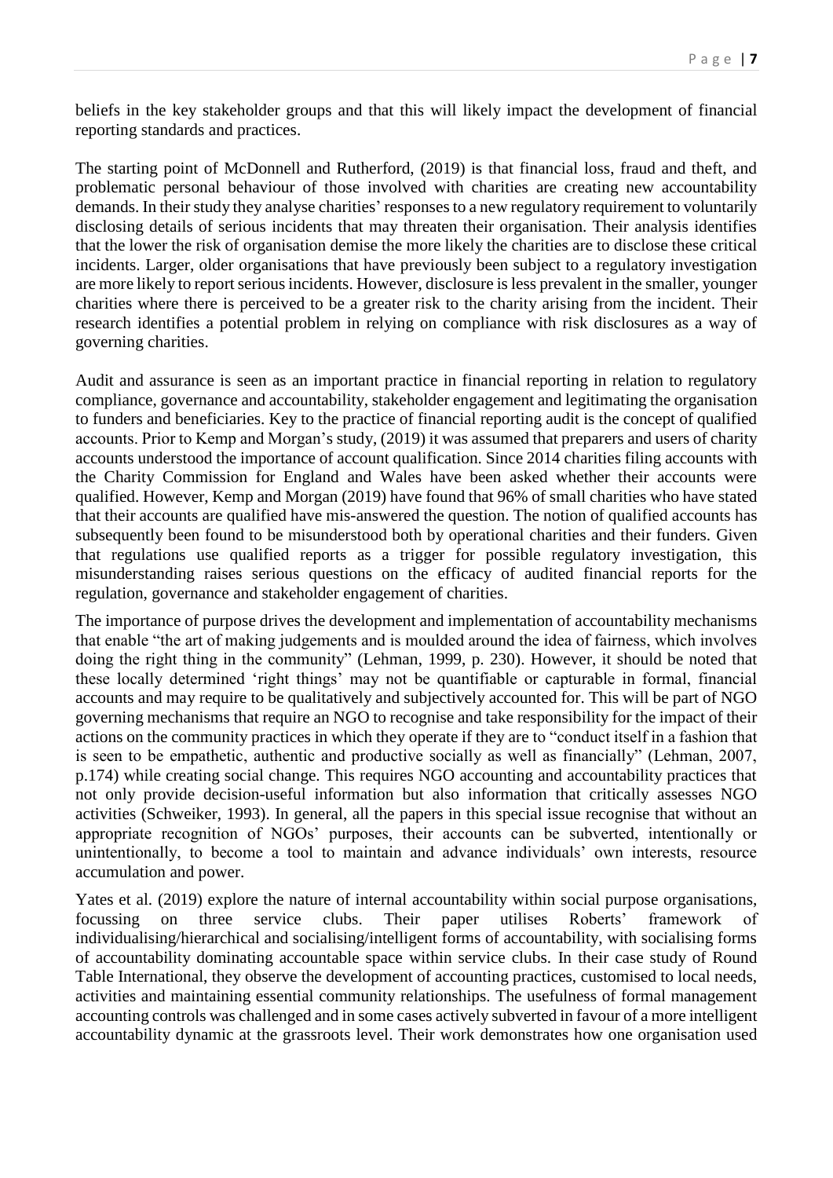beliefs in the key stakeholder groups and that this will likely impact the development of financial reporting standards and practices.

The starting point of McDonnell and Rutherford, (2019) is that financial loss, fraud and theft, and problematic personal behaviour of those involved with charities are creating new accountability demands. In their study they analyse charities' responses to a new regulatory requirement to voluntarily disclosing details of serious incidents that may threaten their organisation. Their analysis identifies that the lower the risk of organisation demise the more likely the charities are to disclose these critical incidents. Larger, older organisations that have previously been subject to a regulatory investigation are more likely to report serious incidents. However, disclosure is less prevalent in the smaller, younger charities where there is perceived to be a greater risk to the charity arising from the incident. Their research identifies a potential problem in relying on compliance with risk disclosures as a way of governing charities.

Audit and assurance is seen as an important practice in financial reporting in relation to regulatory compliance, governance and accountability, stakeholder engagement and legitimating the organisation to funders and beneficiaries. Key to the practice of financial reporting audit is the concept of qualified accounts. Prior to Kemp and Morgan's study, (2019) it was assumed that preparers and users of charity accounts understood the importance of account qualification. Since 2014 charities filing accounts with the Charity Commission for England and Wales have been asked whether their accounts were qualified. However, Kemp and Morgan (2019) have found that 96% of small charities who have stated that their accounts are qualified have mis-answered the question. The notion of qualified accounts has subsequently been found to be misunderstood both by operational charities and their funders. Given that regulations use qualified reports as a trigger for possible regulatory investigation, this misunderstanding raises serious questions on the efficacy of audited financial reports for the regulation, governance and stakeholder engagement of charities.

The importance of purpose drives the development and implementation of accountability mechanisms that enable "the art of making judgements and is moulded around the idea of fairness, which involves doing the right thing in the community" (Lehman, 1999, p. 230). However, it should be noted that these locally determined 'right things' may not be quantifiable or capturable in formal, financial accounts and may require to be qualitatively and subjectively accounted for. This will be part of NGO governing mechanisms that require an NGO to recognise and take responsibility for the impact of their actions on the community practices in which they operate if they are to "conduct itself in a fashion that is seen to be empathetic, authentic and productive socially as well as financially" (Lehman, 2007, p.174) while creating social change. This requires NGO accounting and accountability practices that not only provide decision-useful information but also information that critically assesses NGO activities (Schweiker, 1993). In general, all the papers in this special issue recognise that without an appropriate recognition of NGOs' purposes, their accounts can be subverted, intentionally or unintentionally, to become a tool to maintain and advance individuals' own interests, resource accumulation and power.

Yates et al. (2019) explore the nature of internal accountability within social purpose organisations, focussing on three service clubs. Their paper utilises Roberts' framework of individualising/hierarchical and socialising/intelligent forms of accountability, with socialising forms of accountability dominating accountable space within service clubs. In their case study of Round Table International, they observe the development of accounting practices, customised to local needs, activities and maintaining essential community relationships. The usefulness of formal management accounting controls was challenged and in some cases actively subverted in favour of a more intelligent accountability dynamic at the grassroots level. Their work demonstrates how one organisation used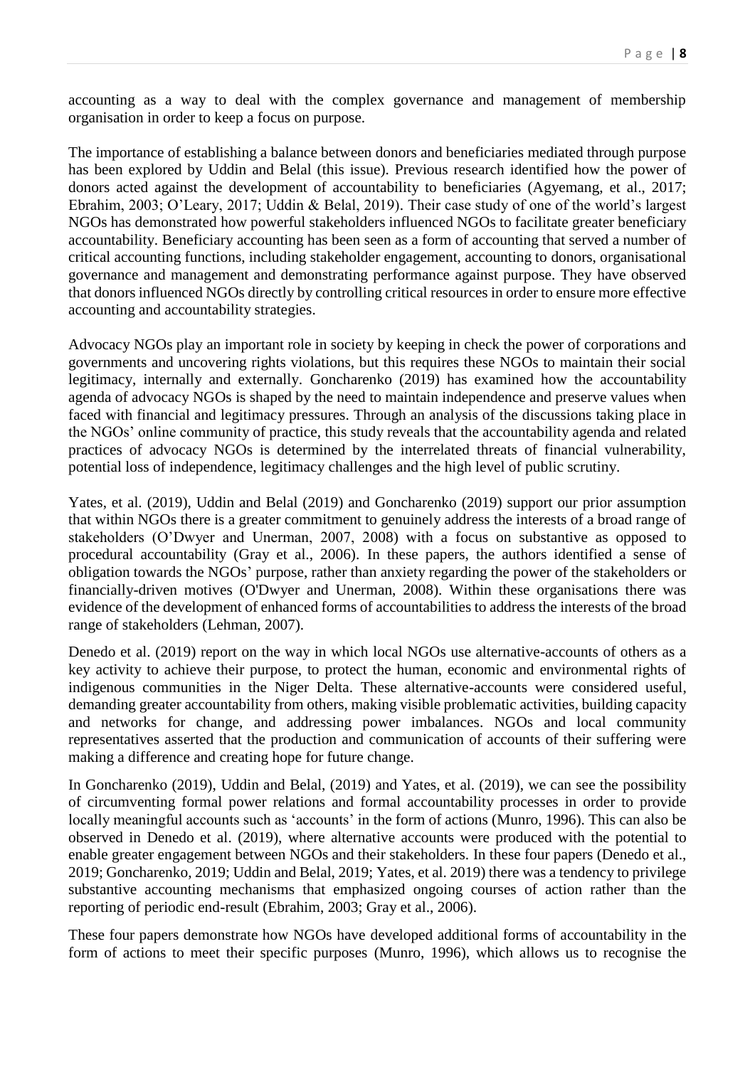accounting as a way to deal with the complex governance and management of membership organisation in order to keep a focus on purpose.

The importance of establishing a balance between donors and beneficiaries mediated through purpose has been explored by Uddin and Belal (this issue). Previous research identified how the power of donors acted against the development of accountability to beneficiaries (Agyemang, et al., 2017; Ebrahim, 2003; O'Leary, 2017; Uddin & Belal, 2019). Their case study of one of the world's largest NGOs has demonstrated how powerful stakeholders influenced NGOs to facilitate greater beneficiary accountability. Beneficiary accounting has been seen as a form of accounting that served a number of critical accounting functions, including stakeholder engagement, accounting to donors, organisational governance and management and demonstrating performance against purpose. They have observed that donors influenced NGOs directly by controlling critical resources in order to ensure more effective accounting and accountability strategies.

Advocacy NGOs play an important role in society by keeping in check the power of corporations and governments and uncovering rights violations, but this requires these NGOs to maintain their social legitimacy, internally and externally. Goncharenko (2019) has examined how the accountability agenda of advocacy NGOs is shaped by the need to maintain independence and preserve values when faced with financial and legitimacy pressures. Through an analysis of the discussions taking place in the NGOs' online community of practice, this study reveals that the accountability agenda and related practices of advocacy NGOs is determined by the interrelated threats of financial vulnerability, potential loss of independence, legitimacy challenges and the high level of public scrutiny.

Yates, et al. (2019), Uddin and Belal (2019) and Goncharenko (2019) support our prior assumption that within NGOs there is a greater commitment to genuinely address the interests of a broad range of stakeholders (O'Dwyer and Unerman, 2007, 2008) with a focus on substantive as opposed to procedural accountability (Gray et al., 2006). In these papers, the authors identified a sense of obligation towards the NGOs' purpose, rather than anxiety regarding the power of the stakeholders or financially-driven motives (O'Dwyer and Unerman, 2008). Within these organisations there was evidence of the development of enhanced forms of accountabilities to address the interests of the broad range of stakeholders (Lehman, 2007).

Denedo et al. (2019) report on the way in which local NGOs use alternative-accounts of others as a key activity to achieve their purpose, to protect the human, economic and environmental rights of indigenous communities in the Niger Delta. These alternative-accounts were considered useful, demanding greater accountability from others, making visible problematic activities, building capacity and networks for change, and addressing power imbalances. NGOs and local community representatives asserted that the production and communication of accounts of their suffering were making a difference and creating hope for future change.

In Goncharenko (2019), Uddin and Belal, (2019) and Yates, et al. (2019), we can see the possibility of circumventing formal power relations and formal accountability processes in order to provide locally meaningful accounts such as 'accounts' in the form of actions (Munro, 1996). This can also be observed in Denedo et al. (2019), where alternative accounts were produced with the potential to enable greater engagement between NGOs and their stakeholders. In these four papers (Denedo et al., 2019; Goncharenko, 2019; Uddin and Belal, 2019; Yates, et al. 2019) there was a tendency to privilege substantive accounting mechanisms that emphasized ongoing courses of action rather than the reporting of periodic end-result (Ebrahim, 2003; Gray et al., 2006).

These four papers demonstrate how NGOs have developed additional forms of accountability in the form of actions to meet their specific purposes (Munro, 1996), which allows us to recognise the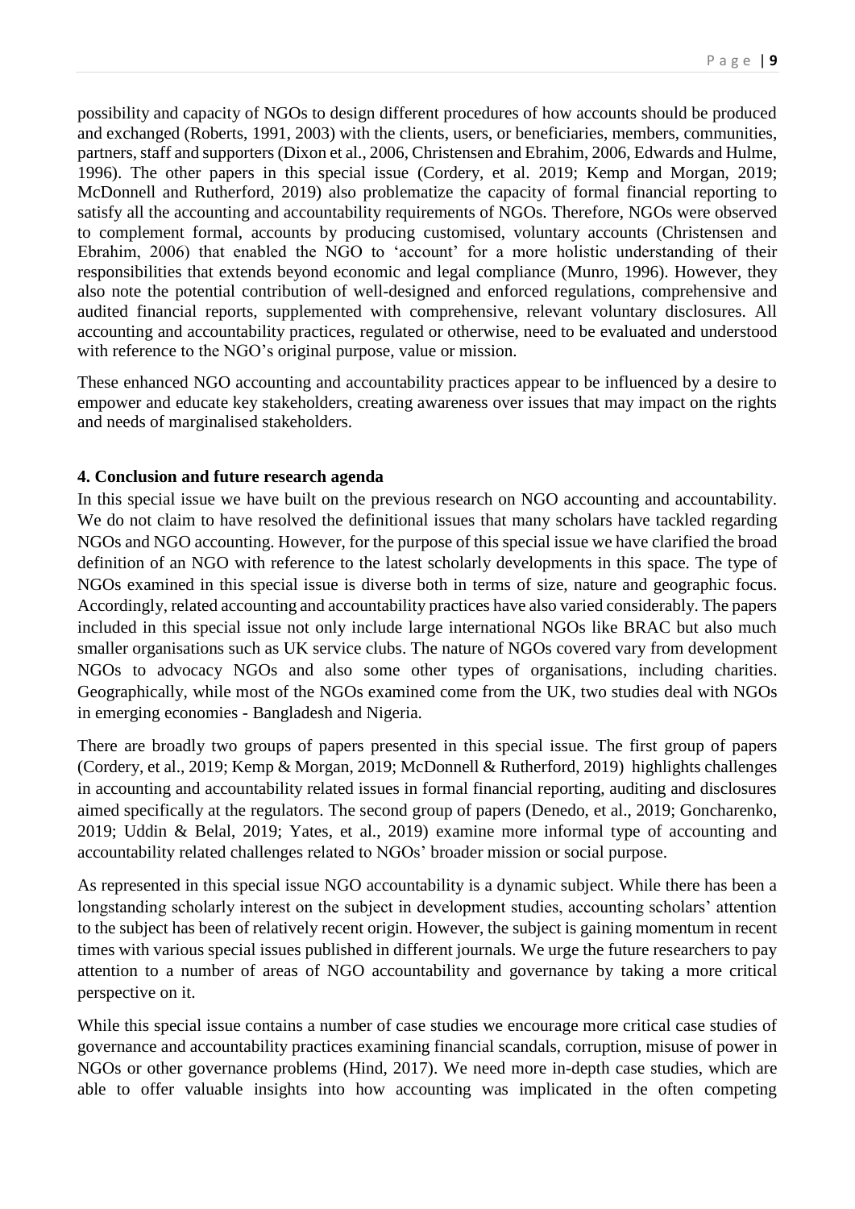possibility and capacity of NGOs to design different procedures of how accounts should be produced and exchanged (Roberts, 1991, 2003) with the clients, users, or beneficiaries, members, communities, partners, staff and supporters (Dixon et al., 2006, Christensen and Ebrahim, 2006, Edwards and Hulme, 1996). The other papers in this special issue (Cordery, et al. 2019; Kemp and Morgan, 2019; McDonnell and Rutherford, 2019) also problematize the capacity of formal financial reporting to satisfy all the accounting and accountability requirements of NGOs. Therefore, NGOs were observed to complement formal, accounts by producing customised, voluntary accounts (Christensen and Ebrahim, 2006) that enabled the NGO to 'account' for a more holistic understanding of their responsibilities that extends beyond economic and legal compliance (Munro, 1996). However, they also note the potential contribution of well-designed and enforced regulations, comprehensive and audited financial reports, supplemented with comprehensive, relevant voluntary disclosures. All accounting and accountability practices, regulated or otherwise, need to be evaluated and understood with reference to the NGO's original purpose, value or mission.

These enhanced NGO accounting and accountability practices appear to be influenced by a desire to empower and educate key stakeholders, creating awareness over issues that may impact on the rights and needs of marginalised stakeholders.

## 4. Conclusion and future research agenda

In this special issue we have built on the previous research on NGO accounting and accountability. We do not claim to have resolved the definitional issues that many scholars have tackled regarding NGOs and NGO accounting. However, for the purpose of this special issue we have clarified the broad definition of an NGO with reference to the latest scholarly developments in this space. The type of NGOs examined in this special issue is diverse both in terms of size, nature and geographic focus. Accordingly, related accounting and accountability practices have also varied considerably. The papers included in this special issue not only include large international NGOs like BRAC but also much smaller organisations such as UK service clubs. The nature of NGOs covered vary from development NGOs to advocacy NGOs and also some other types of organisations, including charities. Geographically, while most of the NGOs examined come from the UK, two studies deal with NGOs in emerging economies - Bangladesh and Nigeria.

There are broadly two groups of papers presented in this special issue. The first group of papers (Cordery, et al., 2019; Kemp & Morgan, 2019; McDonnell & Rutherford, 2019) highlights challenges in accounting and accountability related issues in formal financial reporting, auditing and disclosures aimed specifically at the regulators. The second group of papers (Denedo, et al., 2019; Goncharenko, 2019; Uddin & Belal, 2019; Yates, et al., 2019) examine more informal type of accounting and accountability related challenges related to NGOs' broader mission or social purpose.

As represented in this special issue NGO accountability is a dynamic subject. While there has been a longstanding scholarly interest on the subject in development studies, accounting scholars' attention to the subject has been of relatively recent origin. However, the subject is gaining momentum in recent times with various special issues published in different journals. We urge the future researchers to pay attention to a number of areas of NGO accountability and governance by taking a more critical perspective on it.

While this special issue contains a number of case studies we encourage more critical case studies of governance and accountability practices examining financial scandals, corruption, misuse of power in NGOs or other governance problems (Hind, 2017). We need more in-depth case studies, which are able to offer valuable insights into how accounting was implicated in the often competing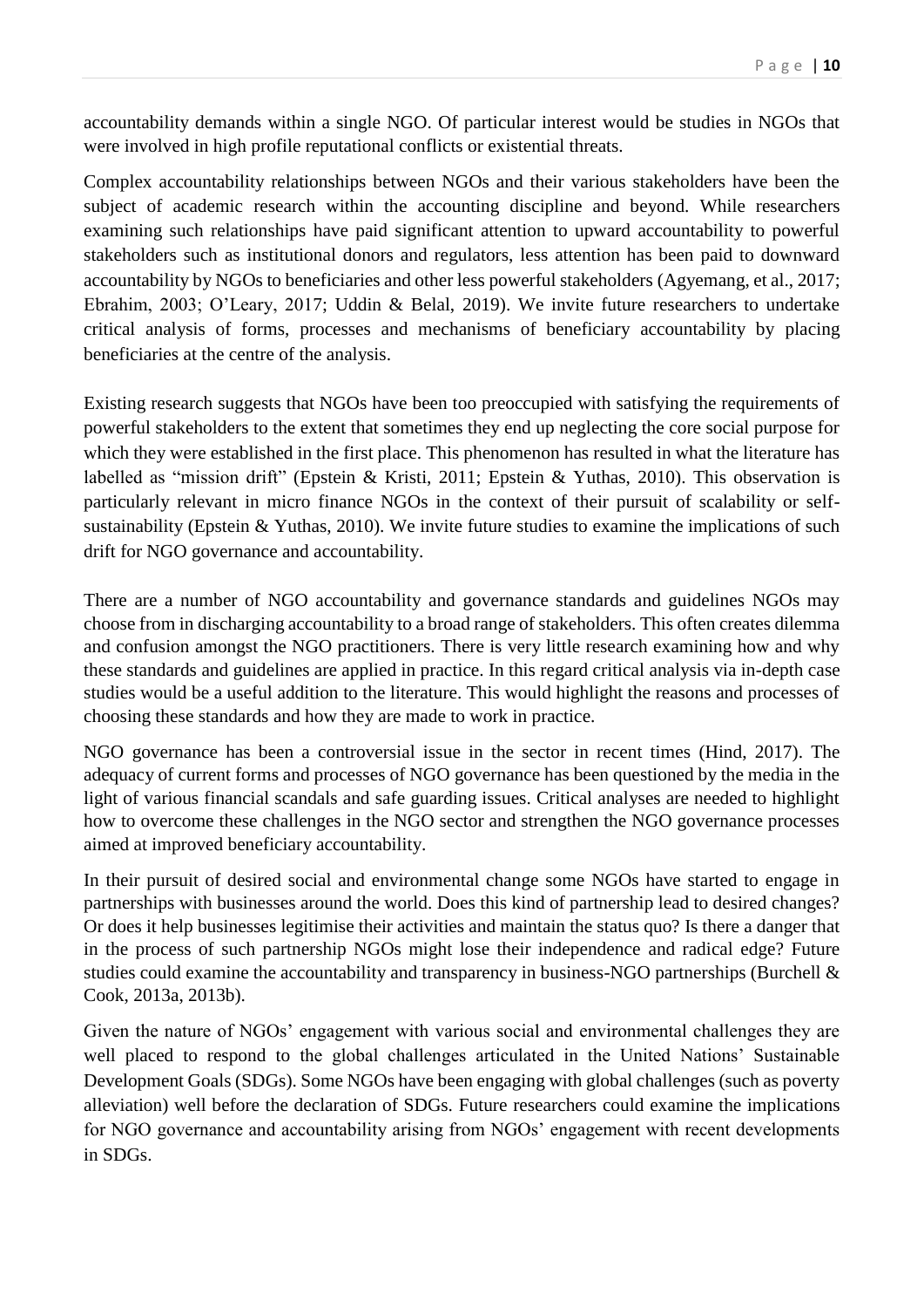accountability demands within a single NGO. Of particular interest would be studies in NGOs that were involved in high profile reputational conflicts or existential threats.

Complex accountability relationships between NGOs and their various stakeholders have been the subject of academic research within the accounting discipline and beyond. While researchers examining such relationships have paid significant attention to upward accountability to powerful stakeholders such as institutional donors and regulators, less attention has been paid to downward accountability by NGOs to beneficiaries and other less powerful stakeholders (Agyemang, et al., 2017; Ebrahim, 2003; O'Leary, 2017; Uddin & Belal, 2019). We invite future researchers to undertake critical analysis of forms, processes and mechanisms of beneficiary accountability by placing beneficiaries at the centre of the analysis.

Existing research suggests that NGOs have been too preoccupied with satisfying the requirements of powerful stakeholders to the extent that sometimes they end up neglecting the core social purpose for which they were established in the first place. This phenomenon has resulted in what the literature has labelled as "mission drift" (Epstein & Kristi, 2011; Epstein & Yuthas, 2010). This observation is particularly relevant in micro finance NGOs in the context of their pursuit of scalability or self-sustainability (Epstein & Yuthas, 2010). We invite future studies to examine the implications of such drift for NGO governance and accountability.

There are a number of NGO accountability and governance standards and guidelines NGOs may choose from in discharging accountability to a broad range of stakeholders. This often creates dilemma and confusion amongst the NGO practitioners. There is very little research examining how and why these standards and guidelines are applied in practice. In this regard critical analysis via in-depth case studies would be a useful addition to the literature. This would highlight the reasons and processes of choosing these standards and how they are made to work in practice.

NGO governance has been a controversial issue in the sector in recent times (Hind, 2017). The adequacy of current forms and processes of NGO governance has been questioned by the media in the light of various financial scandals and safe guarding issues. Critical analyses are needed to highlight how to overcome these challenges in the NGO sector and strengthen the NGO governance processes aimed at improved beneficiary accountability.

In their pursuit of desired social and environmental change some NGOs have started to engage in partnerships with businesses around the world. Does this kind of partnership lead to desired changes? Or does it help businesses legitimise their activities and maintain the status quo? Is there a danger that in the process of such partnership NGOs might lose their independence and radical edge? Future studies could examine the accountability and transparency in business-NGO partnerships (Burchell & Cook, 2013a, 2013b).

Given the nature of NGOs' engagement with various social and environmental challenges they are well placed to respond to the global challenges articulated in the United Nations' Sustainable Development Goals (SDGs). Some NGOs have been engaging with global challenges (such as poverty alleviation) well before the declaration of SDGs. Future researchers could examine the implications for NGO governance and accountability arising from NGOs' engagement with recent developments in SDGs.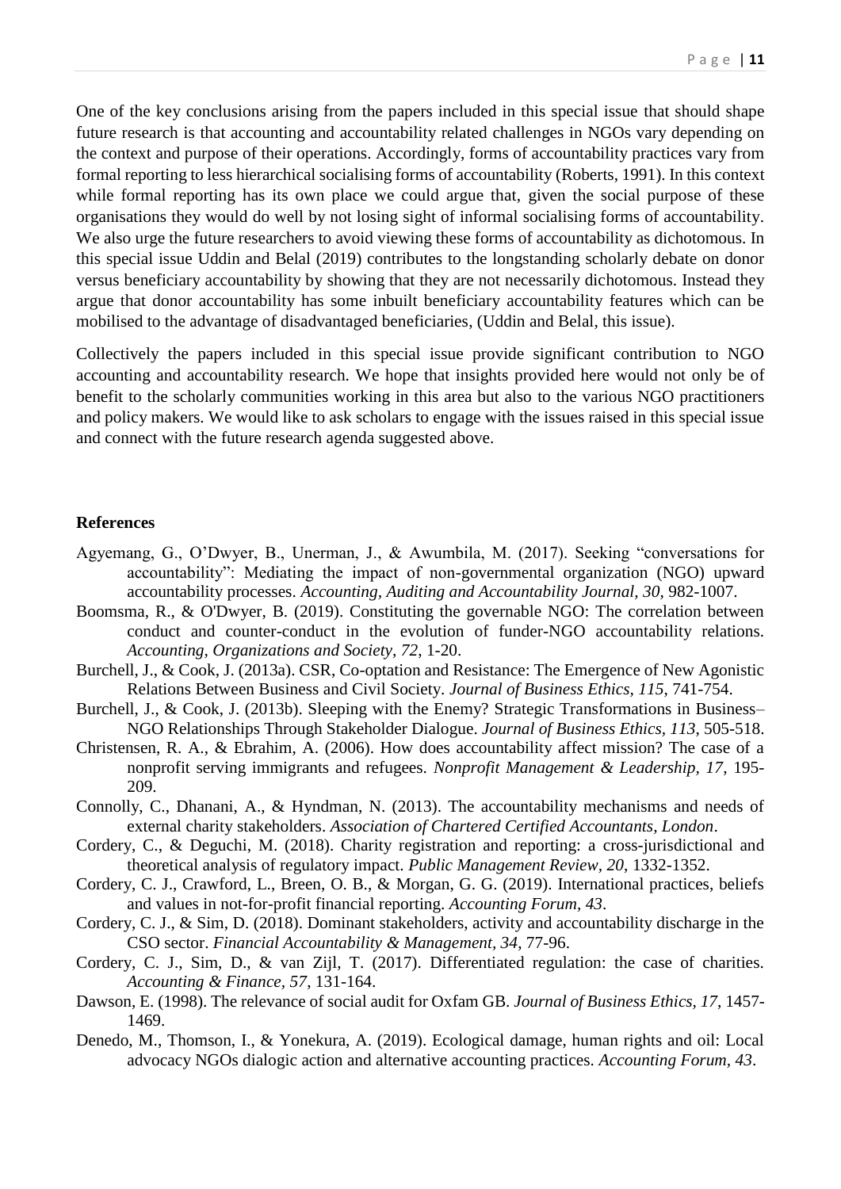One of the key conclusions arising from the papers included in this special issue that should shape future research is that accounting and accountability related challenges in NGOs vary depending on the context and purpose of their operations. Accordingly, forms of accountability practices vary from formal reporting to less hierarchical socialising forms of accountability (Roberts, 1991). In this context while formal reporting has its own place we could argue that, given the social purpose of these organisations they would do well by not losing sight of informal socialising forms of accountability. We also urge the future researchers to avoid viewing these forms of accountability as dichotomous. In this special issue Uddin and Belal (2019) contributes to the longstanding scholarly debate on donor versus beneficiary accountability by showing that they are not necessarily dichotomous. Instead they argue that donor accountability has some inbuilt beneficiary accountability features which can be mobilised to the advantage of disadvantaged beneficiaries, (Uddin and Belal, this issue).

Collectively the papers included in this special issue provide significant contribution to NGO accounting and accountability research. We hope that insights provided here would not only be of benefit to the scholarly communities working in this area but also to the various NGO practitioners and policy makers. We would like to ask scholars to engage with the issues raised in this special issue and connect with the future research agenda suggested above.

**References**

Agyemang, G., O'Dwyer, B., Unerman, J., & Awumbila, M. (2017). Seeking "conversations for accountability": Mediating the impact of non-governmental organization (NGO) upward accountability processes. *Accounting, Auditing and Accountability Journal*, *30*, 982-1007.

Boomsma, R., & O'Dwyer, B. (2019). Constituting the governable NGO: The correlation between conduct and counter-conduct in the evolution of funder-NGO accountability relations. *Accounting, Organizations and Society, 72*, 1-20.

Burchell, J., & Cook, J. (2013a). CSR, Co-optation and Resistance: The Emergence of New Agonistic Relations Between Business and Civil Society. *Journal of Business Ethics*, *115*, 741-754.

Burchell, J., & Cook, J. (2013b). Sleeping with the Enemy? Strategic Transformations in Business–NGO Relationships Through Stakeholder Dialogue. *Journal of Business Ethics*, *113*, 505-518.

Christensen, R. A., & Ebrahim, A. (2006). How does accountability affect mission? The case of a nonprofit serving immigrants and refugees. *Nonprofit Management & Leadership*, *17*, 195-209.

Connolly, C., Dhanani, A., & Hyndman, N. (2013). The accountability mechanisms and needs of external charity stakeholders. *Association of Chartered Certified Accountants, London*.

Cordery, C., & Deguchi, M. (2018). Charity registration and reporting: a cross-jurisdictional and theoretical analysis of regulatory impact. *Public Management Review, 20*, 1332-1352.

Cordery, C. J., Crawford, L., Breen, O. B., & Morgan, G. G. (2019). International practices, beliefs and values in not-for-profit financial reporting. *Accounting Forum*, *43*.

Cordery, C. J., & Sim, D. (2018). Dominant stakeholders, activity and accountability discharge in the CSO sector. *Financial Accountability & Management, 34*, 77-96.

Cordery, C. J., Sim, D., & van Zijl, T. (2017). Differentiated regulation: the case of charities. *Accounting & Finance*, *57*, 131-164.

Dawson, E. (1998). The relevance of social audit for Oxfam GB. *Journal of Business Ethics*, *17*, 1457-1469.

Denedo, M., Thomson, I., & Yonekura, A. (2019). Ecological damage, human rights and oil: Local advocacy NGOs dialogic action and alternative accounting practices. *Accounting Forum, 43*.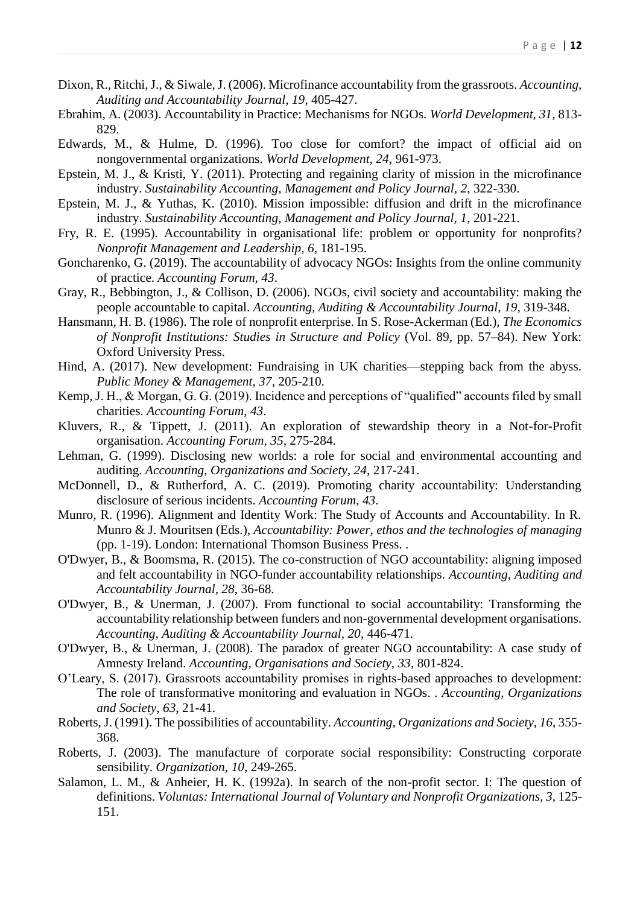Dixon, R., Ritchi, J., & Siwale, J. (2006). Microfinance accountability from the grassroots. *Accounting, Auditing and Accountability Journal, 19*, 405-427.

Ebrahim, A. (2003). Accountability in Practice: Mechanisms for NGOs. *World Development, 31*, 813-829.

Edwards, M., & Hulme, D. (1996). Too close for comfort? the impact of official aid on nongovernmental organizations. *World Development, 24*, 961-973.

Epstein, M. J., & Kristi, Y. (2011). Protecting and regaining clarity of mission in the microfinance industry. *Sustainability Accounting, Management and Policy Journal, 2*, 322-330.

Epstein, M. J., & Yuthas, K. (2010). Mission impossible: diffusion and drift in the microfinance industry. *Sustainability Accounting, Management and Policy Journal, 1*, 201-221.

Fry, R. E. (1995). Accountability in organisational life: problem or opportunity for nonprofits? *Nonprofit Management and Leadership, 6*, 181-195.

Goncharenko, G. (2019). The accountability of advocacy NGOs: Insights from the online community of practice. *Accounting Forum, 43*.

Gray, R., Bebbington, J., & Collison, D. (2006). NGOs, civil society and accountability: making the people accountable to capital. *Accounting, Auditing & Accountability Journal, 19*, 319-348.

Hansmann, H. B. (1986). The role of nonprofit enterprise. In S. Rose-Ackerman (Ed.), *The Economics of Nonprofit Institutions: Studies in Structure and Policy* (Vol. 89, pp. 57–84). New York: Oxford University Press.

Hind, A. (2017). New development: Fundraising in UK charities—stepping back from the abyss. *Public Money & Management, 37*, 205-210.

Kemp, J. H., & Morgan, G. G. (2019). Incidence and perceptions of "qualified" accounts filed by small charities. *Accounting Forum, 43*.

Kluvers, R., & Tippett, J. (2011). An exploration of stewardship theory in a Not-for-Profit organisation. *Accounting Forum, 35*, 275-284.

Lehman, G. (1999). Disclosing new worlds: a role for social and environmental accounting and auditing. *Accounting, Organizations and Society, 24*, 217-241.

McDonnell, D., & Rutherford, A. C. (2019). Promoting charity accountability: Understanding disclosure of serious incidents. *Accounting Forum, 43*.

Munro, R. (1996). Alignment and Identity Work: The Study of Accounts and Accountability. In R. Munro & J. Mouritsen (Eds.), *Accountability: Power, ethos and the technologies of managing* (pp. 1-19). London: International Thomson Business Press. .

O'Dwyer, B., & Boomsma, R. (2015). The co-construction of NGO accountability: aligning imposed and felt accountability in NGO-funder accountability relationships. *Accounting, Auditing and Accountability Journal, 28*, 36-68.

O'Dwyer, B., & Unerman, J. (2007). From functional to social accountability: Transforming the accountability relationship between funders and non-governmental development organisations. *Accounting, Auditing & Accountability Journal, 20*, 446-471.

O'Dwyer, B., & Unerman, J. (2008). The paradox of greater NGO accountability: A case study of Amnesty Ireland. *Accounting, Organisations and Society, 33*, 801-824.

O'Leary, S. (2017). Grassroots accountability promises in rights-based approaches to development: The role of transformative monitoring and evaluation in NGOs. . *Accounting, Organizations and Society, 63*, 21-41.

Roberts, J. (1991). The possibilities of accountability. *Accounting, Organizations and Society, 16*, 355-368.

Roberts, J. (2003). The manufacture of corporate social responsibility: Constructing corporate sensibility. *Organization, 10*, 249-265.

Salamon, L. M., & Anheier, H. K. (1992a). In search of the non-profit sector. I: The question of definitions. *Voluntas: International Journal of Voluntary and Nonprofit Organizations, 3*, 125-151.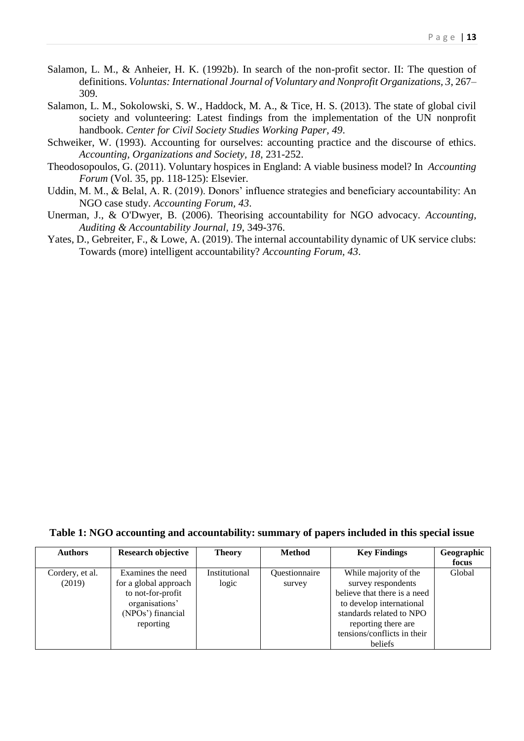Salamon, L. M., & Anheier, H. K. (1992b). In search of the non-profit sector. II: The question of definitions. *Voluntas: International Journal of Voluntary and Nonprofit Organizations, 3*, 267–309.

Salamon, L. M., Sokolowski, S. W., Haddock, M. A., & Tice, H. S. (2013). The state of global civil society and volunteering: Latest findings from the implementation of the UN nonprofit handbook. *Center for Civil Society Studies Working Paper, 49*.

Schweiker, W. (1993). Accounting for ourselves: accounting practice and the discourse of ethics. *Accounting, Organizations and Society, 18*, 231-252.

Theodosopoulos, G. (2011). Voluntary hospices in England: A viable business model? In *Accounting Forum* (Vol. 35, pp. 118-125): Elsevier.

Uddin, M. M., & Belal, A. R. (2019). Donors' influence strategies and beneficiary accountability: An NGO case study. *Accounting Forum, 43*.

Unerman, J., & O'Dwyer, B. (2006). Theorising accountability for NGO advocacy. *Accounting, Auditing & Accountability Journal, 19*, 349-376.

Yates, D., Gebreiter, F., & Lowe, A. (2019). The internal accountability dynamic of UK service clubs: Towards (more) intelligent accountability? *Accounting Forum, 43*.

**Table 1: NGO accounting and accountability: summary of papers included in this special issue**

| Authors | Research objective | Theory | Method | Key Findings | Geographic focus |
|---|---|---|---|---|---|
| Cordery, et al. (2019) | Examines the need for a global approach to not-for-profit organisations' (NPOs') financial reporting | Institutional logic | Questionnaire survey | While majority of the survey respondents believe that there is a need to develop international standards related to NPO reporting there are tensions/conflicts in their beliefs | Global |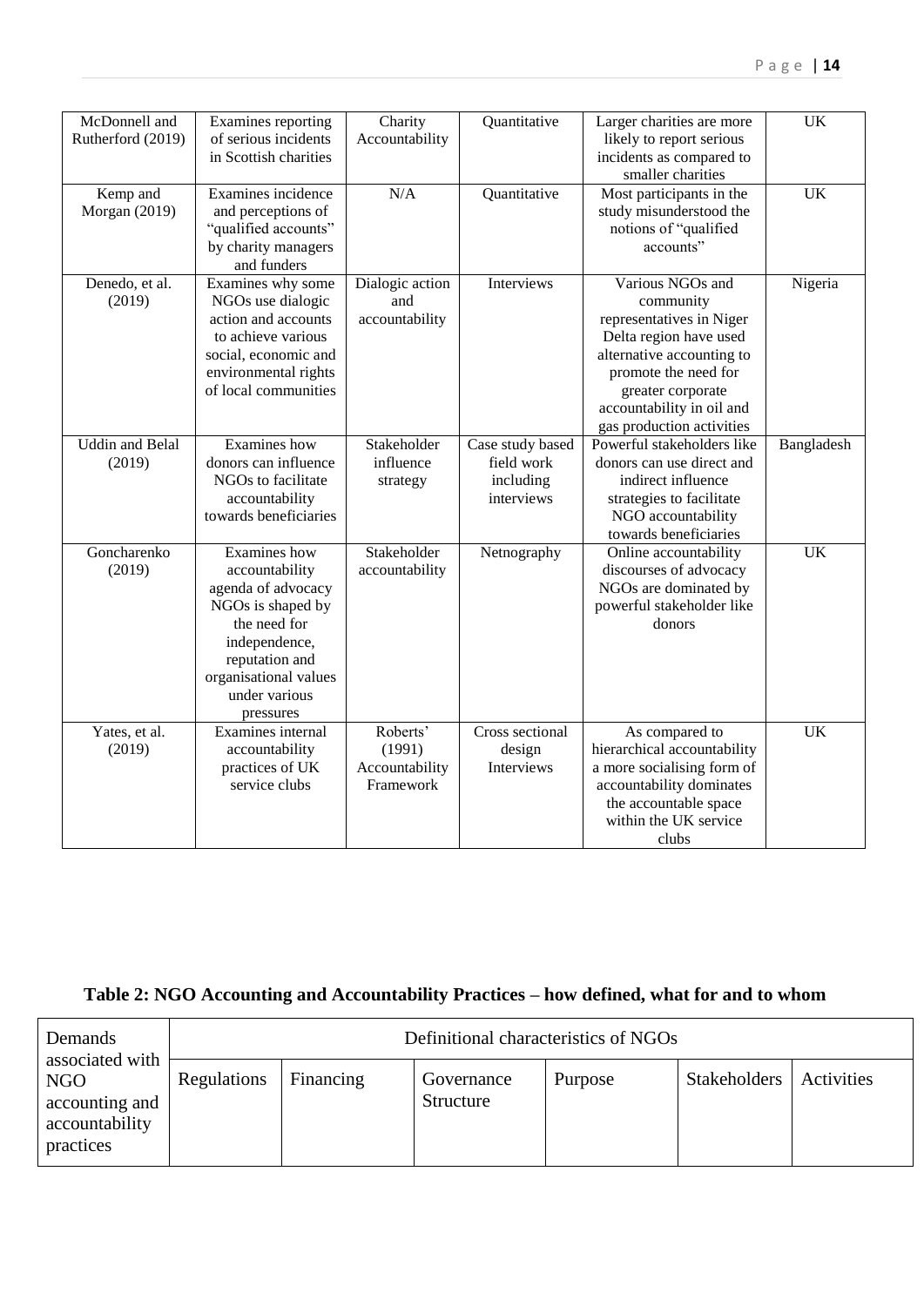| McDonnell and Rutherford (2019) | Examines reporting of serious incidents in Scottish charities | Charity Accountability | Quantitative | Larger charities are more likely to report serious incidents as compared to smaller charities | UK |
|---|---|---|---|---|---|
| Kemp and Morgan (2019) | Examines incidence and perceptions of "qualified accounts" by charity managers and funders | N/A | Quantitative | Most participants in the study misunderstood the notions of "qualified accounts" | UK |
| Denedo, et al. (2019) | Examines why some NGOs use dialogic action and accounts to achieve various social, economic and environmental rights of local communities | Dialogic action and accountability | Interviews | Various NGOs and community representatives in Niger Delta region have used alternative accounting to promote the need for greater corporate accountability in oil and gas production activities | Nigeria |
| Uddin and Belal (2019) | Examines how donors can influence NGOs to facilitate accountability towards beneficiaries | Stakeholder influence strategy | Case study based field work including interviews | Powerful stakeholders like donors can use direct and indirect influence strategies to facilitate NGO accountability towards beneficiaries | Bangladesh |
| Goncharenko (2019) | Examines how accountability agenda of advocacy NGOs is shaped by the need for independence, reputation and organisational values under various pressures | Stakeholder accountability | Netnography | Online accountability discourses of advocacy NGOs are dominated by powerful stakeholder like donors | UK |
| Yates, et al. (2019) | Examines internal accountability practices of UK service clubs | Roberts' (1991) Accountability Framework | Cross sectional design Interviews | As compared to hierarchical accountability a more socialising form of accountability dominates the accountable space within the UK service clubs | UK |

**Table 2: NGO Accounting and Accountability Practices – how defined, what for and to whom**

| Demands associated with NGO accounting and accountability practices | Definitional characteristics of NGOs | | | | | |
|---|---|---|---|---|---|---|
| | Regulations | Financing | Governance Structure | Purpose | Stakeholders | Activities |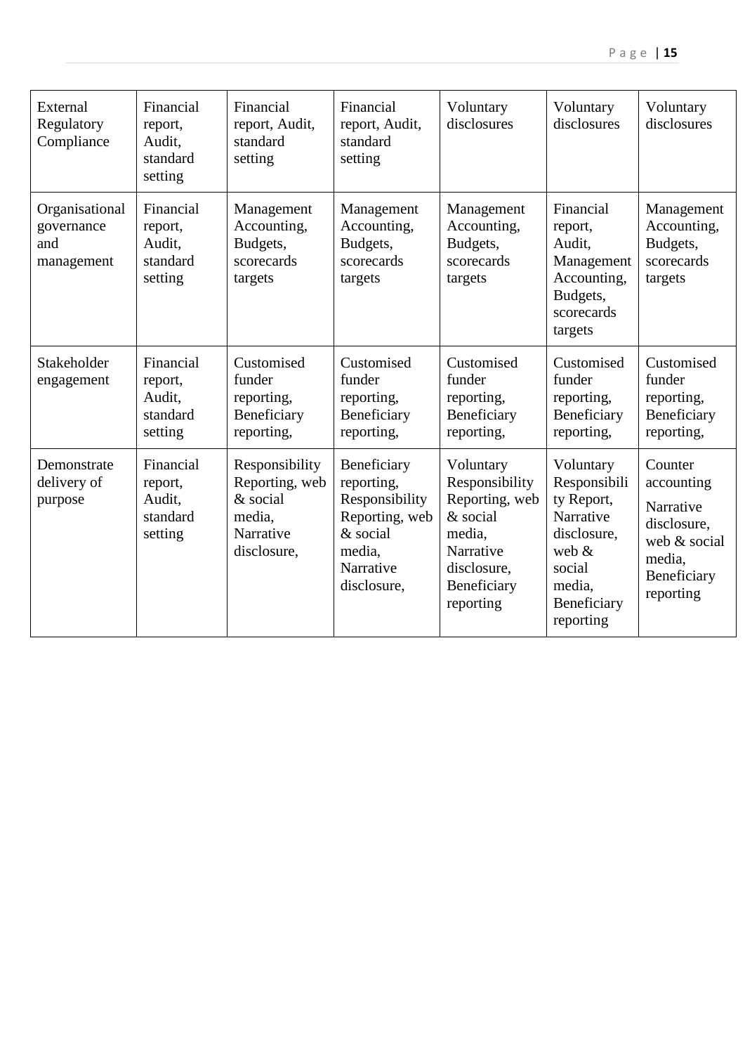| | | | | | | |
|---|---|---|---|---|---|---|
| External Regulatory Compliance | Financial report, Audit, standard setting | Financial report, Audit, standard setting | Financial report, Audit, standard setting | Voluntary disclosures | Voluntary disclosures | Voluntary disclosures |
| Organisational governance and management | Financial report, Audit, standard setting | Management Accounting, Budgets, scorecards targets | Management Accounting, Budgets, scorecards targets | Management Accounting, Budgets, scorecards targets | Financial report, Audit, Management Accounting, Budgets, scorecards targets | Management Accounting, Budgets, scorecards targets |
| Stakeholder engagement | Financial report, Audit, standard setting | Customised funder reporting, Beneficiary reporting, | Customised funder reporting, Beneficiary reporting, | Customised funder reporting, Beneficiary reporting, | Customised funder reporting, Beneficiary reporting, | Customised funder reporting, Beneficiary reporting, |
| Demonstrate delivery of purpose | Financial report, Audit, standard setting | Responsibility Reporting, web & social media, Narrative disclosure, | Beneficiary reporting, Responsibility Reporting, web & social media, Narrative disclosure, | Voluntary Responsibility Reporting, web & social media, Narrative disclosure, Beneficiary reporting | Voluntary Responsibility Report, Narrative disclosure, web & social media, Beneficiary reporting | Counter accounting Narrative disclosure, web & social media, Beneficiary reporting |